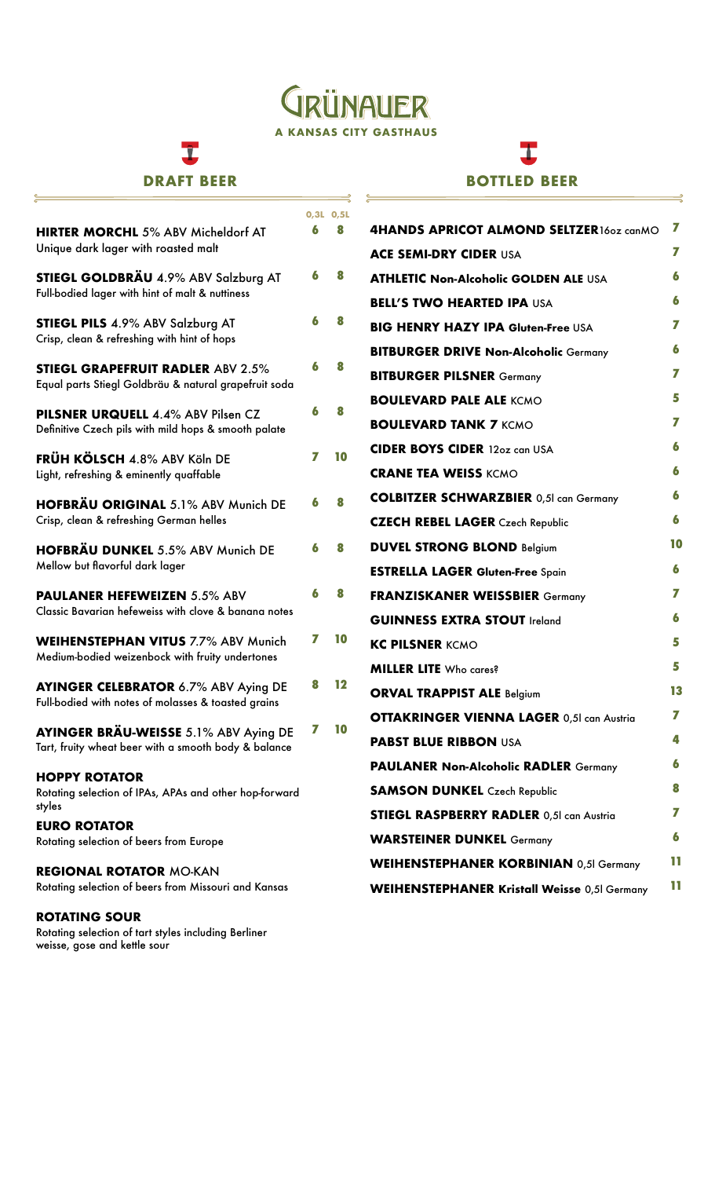# GRÜNAUER

**A KANSAS CITY GASTHAUS**

## DRAFT BEER

| | 0,3L | 0,5L |
|---|---|---|
| **HIRTER MORCHL** 5% ABV Micheldorf AT<br>Unique dark lager with roasted malt | 6 | 8 |
| **STIEGL GOLDBRÄU** 4.9% ABV Salzburg AT<br>Full-bodied lager with hint of malt & nuttiness | 6 | 8 |
| **STIEGL PILS** 4.9% ABV Salzburg AT<br>Crisp, clean & refreshing with hint of hops | 6 | 8 |
| **STIEGL GRAPEFRUIT RADLER** ABV 2.5%<br>Equal parts Stiegl Goldbräu & natural grapefruit soda | 6 | 8 |
| **PILSNER URQUELL** 4.4% ABV Pilsen CZ<br>Definitive Czech pils with mild hops & smooth palate | 6 | 8 |
| **FRÜH KÖLSCH** 4.8% ABV Köln DE<br>Light, refreshing & eminently quaffable | 7 | 10 |
| **HOFBRÄU ORIGINAL** 5.1% ABV Munich DE<br>Crisp, clean & refreshing German helles | 6 | 8 |
| **HOFBRÄU DUNKEL** 5.5% ABV Munich DE<br>Mellow but flavorful dark lager | 6 | 8 |
| **PAULANER HEFEWEIZEN** 5.5% ABV<br>Classic Bavarian hefeweiss with clove & banana notes | 6 | 8 |
| **WEIHENSTEPHAN VITUS** 7.7% ABV Munich<br>Medium-bodied weizenbock with fruity undertones | 7 | 10 |
| **AYINGER CELEBRATOR** 6.7% ABV Aying DE<br>Full-bodied with notes of molasses & toasted grains | 8 | 12 |
| **AYINGER BRÄU-WEISSE** 5.1% ABV Aying DE<br>Tart, fruity wheat beer with a smooth body & balance | 7 | 10 |

**HOPPY ROTATOR**
Rotating selection of IPAs, APAs and other hop-forward styles

**EURO ROTATOR**
Rotating selection of beers from Europe

**REGIONAL ROTATOR** MO-KAN
Rotating selection of beers from Missouri and Kansas

**ROTATING SOUR**
Rotating selection of tart styles including Berliner weisse, gose and kettle sour

## BOTTLED BEER

| | |
|---|---|
| **4HANDS APRICOT ALMOND SELTZER** 16oz canMO | 7 |
| **ACE SEMI-DRY CIDER** USA | 7 |
| **ATHLETIC Non-Alcoholic GOLDEN ALE** USA | 6 |
| **BELL'S TWO HEARTED IPA** USA | 6 |
| **BIG HENRY HAZY IPA Gluten-Free** USA | 7 |
| **BITBURGER DRIVE Non-Alcoholic** Germany | 6 |
| **BITBURGER PILSNER** Germany | 7 |
| **BOULEVARD PALE ALE** KCMO | 5 |
| **BOULEVARD TANK 7** KCMO | 7 |
| **CIDER BOYS CIDER** 12oz can USA | 6 |
| **CRANE TEA WEISS** KCMO | 6 |
| **COLBITZER SCHWARZBIER** 0,5l can Germany | 6 |
| **CZECH REBEL LAGER** Czech Republic | 6 |
| **DUVEL STRONG BLOND** Belgium | 10 |
| **ESTRELLA LAGER Gluten-Free** Spain | 6 |
| **FRANZISKANER WEISSBIER** Germany | 7 |
| **GUINNESS EXTRA STOUT** Ireland | 6 |
| **KC PILSNER** KCMO | 5 |
| **MILLER LITE** Who cares? | 5 |
| **ORVAL TRAPPIST ALE** Belgium | 13 |
| **OTTAKRINGER VIENNA LAGER** 0,5l can Austria | 7 |
| **PABST BLUE RIBBON** USA | 4 |
| **PAULANER Non-Alcoholic RADLER** Germany | 6 |
| **SAMSON DUNKEL** Czech Republic | 8 |
| **STIEGL RASPBERRY RADLER** 0,5l can Austria | 7 |
| **WARSTEINER DUNKEL** Germany | 6 |
| **WEIHENSTEPHANER KORBINIAN** 0,5l Germany | 11 |
| **WEIHENSTEPHANER Kristall Weisse** 0,5l Germany | 11 |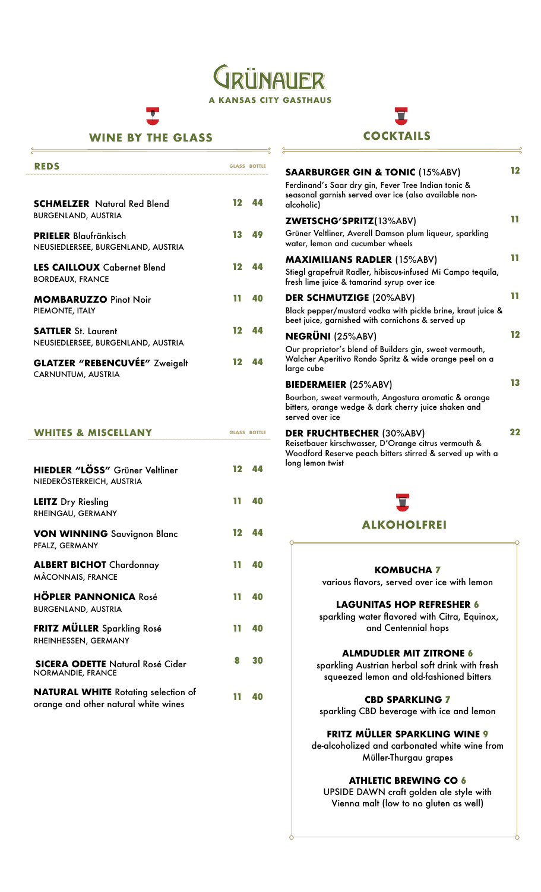# GRÜNAUER

**A KANSAS CITY GASTHAUS**

## WINE BY THE GLASS

### REDS

| | GLASS | BOTTLE |
|---|---|---|
| **SCHMELZER** Natural Red Blend<br>BURGENLAND, AUSTRIA | 12 | 44 |
| **PRIELER** Blaufränkisch<br>NEUSIEDLERSEE, BURGENLAND, AUSTRIA | 13 | 49 |
| **LES CAILLOUX** Cabernet Blend<br>BORDEAUX, FRANCE | 12 | 44 |
| **MOMBARUZZO** Pinot Noir<br>PIEMONTE, ITALY | 11 | 40 |
| **SATTLER** St. Laurent<br>NEUSIEDLERSEE, BURGENLAND, AUSTRIA | 12 | 44 |
| **GLATZER "REBENCUVÉE"** Zweigelt<br>CARNUNTUM, AUSTRIA | 12 | 44 |

### WHITES & MISCELLANY

| | GLASS | BOTTLE |
|---|---|---|
| **HIEDLER "LÖSS"** Grüner Veltliner<br>NIEDERÖSTERREICH, AUSTRIA | 12 | 44 |
| **LEITZ** Dry Riesling<br>RHEINGAU, GERMANY | 11 | 40 |
| **VON WINNING** Sauvignon Blanc<br>PFALZ, GERMANY | 12 | 44 |
| **ALBERT BICHOT** Chardonnay<br>MÂCONNAIS, FRANCE | 11 | 40 |
| **HÖPLER PANNONICA** Rosé<br>BURGENLAND, AUSTRIA | 11 | 40 |
| **FRITZ MÜLLER** Sparkling Rosé<br>RHEINHESSEN, GERMANY | 11 | 40 |
| **SICERA ODETTE** Natural Rosé Cider<br>NORMANDIE, FRANCE | 8 | 30 |
| **NATURAL WHITE** Rotating selection of orange and other natural white wines | 11 | 40 |

## COCKTAILS

**SAARBURGER GIN & TONIC** (15%ABV) — **12**
Ferdinand's Saar dry gin, Fever Tree Indian tonic & seasonal garnish served over ice (also available non-alcoholic)

**ZWETSCHG'SPRITZ**(13%ABV) — **11**
Grüner Veltliner, Averell Damson plum liqueur, sparkling water, lemon and cucumber wheels

**MAXIMILIANS RADLER** (15%ABV) — **11**
Stiegl grapefruit Radler, hibiscus-infused Mi Campo tequila, fresh lime juice & tamarind syrup over ice

**DER SCHMUTZIGE** (20%ABV) — **11**
Black pepper/mustard vodka with pickle brine, kraut juice & beet juice, garnished with cornichons & served up

**NEGRÜNI** (25%ABV) — **12**
Our proprietor's blend of Builders gin, sweet vermouth, Walcher Aperitivo Rondo Spritz & wide orange peel on a large cube

**BIEDERMEIER** (25%ABV) — **13**
Bourbon, sweet vermouth, Angostura aromatic & orange bitters, orange wedge & dark cherry juice shaken and served over ice

**DER FRUCHTBECHER** (30%ABV) — **22**
Reisetbauer kirschwasser, D'Orange citrus vermouth & Woodford Reserve peach bitters stirred & served up with a long lemon twist

## ALKOHOLFREI

**KOMBUCHA 7**
various flavors, served over ice with lemon

**LAGUNITAS HOP REFRESHER 6**
sparkling water flavored with Citra, Equinox, and Centennial hops

**ALMDUDLER MIT ZITRONE 6**
sparkling Austrian herbal soft drink with fresh squeezed lemon and old-fashioned bitters

**CBD SPARKLING 7**
sparkling CBD beverage with ice and lemon

**FRITZ MÜLLER SPARKLING WINE 9**
de-alcoholized and carbonated white wine from Müller-Thurgau grapes

**ATHLETIC BREWING CO 6**
UPSIDE DAWN craft golden ale style with Vienna malt (low to no gluten as well)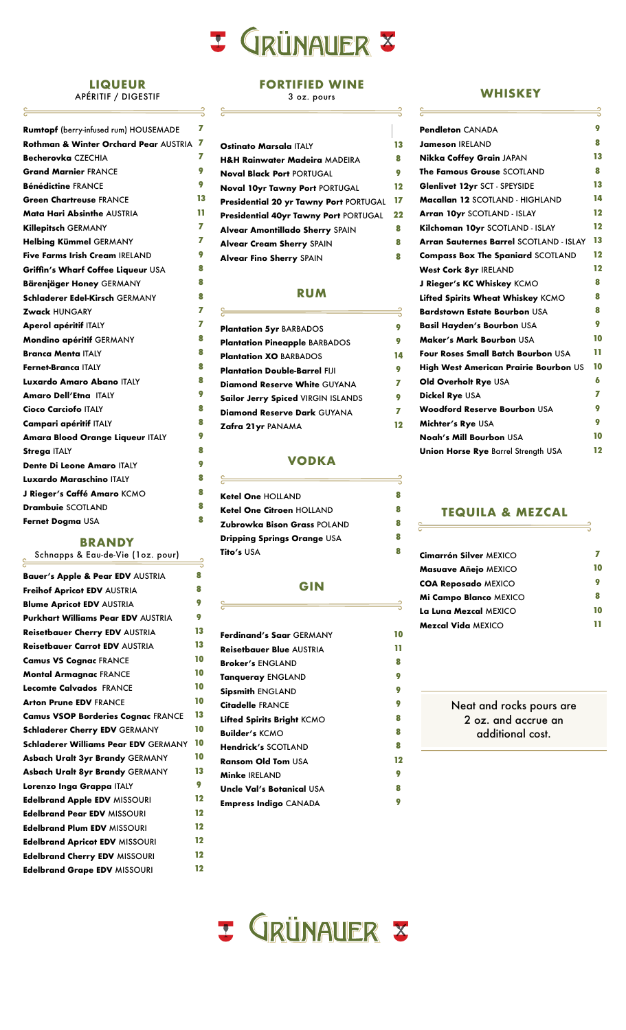# GRÜNAUER

## LIQUEUR
APÉRITIF / DIGESTIF

| | |
|---|---|
| **Rumtopf** (berry-infused rum) HOUSEMADE | 7 |
| **Rothman & Winter Orchard Pear** AUSTRIA | 7 |
| **Becherovka** CZECHIA | 7 |
| **Grand Marnier** FRANCE | 9 |
| **Bénédictine** FRANCE | 9 |
| **Green Chartreuse** FRANCE | 13 |
| **Mata Hari Absinthe** AUSTRIA | 11 |
| **Killepitsch** GERMANY | 7 |
| **Helbing Kümmel** GERMANY | 7 |
| **Five Farms Irish Cream** IRELAND | 9 |
| **Griffin's Wharf Coffee Liqueur** USA | 8 |
| **Bärenjäger Honey** GERMANY | 8 |
| **Schladerer Edel-Kirsch** GERMANY | 8 |
| **Zwack** HUNGARY | 7 |
| **Aperol apéritif** ITALY | 7 |
| **Mondino apéritif** GERMANY | 8 |
| **Branca Menta** ITALY | 8 |
| **Fernet-Branca** ITALY | 8 |
| **Luxardo Amaro Abano** ITALY | 8 |
| **Amaro Dell'Etna** ITALY | 9 |
| **Cioco Carciofo** ITALY | 8 |
| **Campari apéritif** ITALY | 8 |
| **Amara Blood Orange Liqueur** ITALY | 9 |
| **Strega** ITALY | 8 |
| **Dente Di Leone Amaro** ITALY | 9 |
| **Luxardo Maraschino** ITALY | 8 |
| **J Rieger's Caffé Amaro** KCMO | 8 |
| **Drambuie** SCOTLAND | 8 |
| **Fernet Dogma** USA | 8 |

## BRANDY
Schnapps & Eau-de-Vie (1oz. pour)

| | |
|---|---|
| **Bauer's Apple & Pear EDV** AUSTRIA | 8 |
| **Freihof Apricot EDV** AUSTRIA | 8 |
| **Blume Apricot EDV** AUSTRIA | 9 |
| **Purkhart Williams Pear EDV** AUSTRIA | 9 |
| **Reisetbauer Cherry EDV** AUSTRIA | 13 |
| **Reisetbauer Carrot EDV** AUSTRIA | 13 |
| **Camus VS Cognac** FRANCE | 10 |
| **Montal Armagnac** FRANCE | 10 |
| **Lecomte Calvados** FRANCE | 10 |
| **Arton Prune EDV** FRANCE | 10 |
| **Camus VSOP Borderies Cognac** FRANCE | 13 |
| **Schladerer Cherry EDV** GERMANY | 10 |
| **Schladerer Williams Pear EDV** GERMANY | 10 |
| **Asbach Uralt 3yr Brandy** GERMANY | 10 |
| **Asbach Uralt 8yr Brandy** GERMANY | 13 |
| **Lorenzo Inga Grappa** ITALY | 9 |
| **Edelbrand Apple EDV** MISSOURI | 12 |
| **Edelbrand Pear EDV** MISSOURI | 12 |
| **Edelbrand Plum EDV** MISSOURI | 12 |
| **Edelbrand Apricot EDV** MISSOURI | 12 |
| **Edelbrand Cherry EDV** MISSOURI | 12 |
| **Edelbrand Grape EDV** MISSOURI | 12 |

## FORTIFIED WINE
3 oz. pours

| | |
|---|---|
| **Ostinato Marsala** ITALY | 13 |
| **H&H Rainwater Madeira** MADEIRA | 8 |
| **Noval Black Port** PORTUGAL | 9 |
| **Noval 10yr Tawny Port** PORTUGAL | 12 |
| **Presidential 20 yr Tawny Port** PORTUGAL | 17 |
| **Presidential 40yr Tawny Port** PORTUGAL | 22 |
| **Alvear Amontillado Sherry** SPAIN | 8 |
| **Alvear Cream Sherry** SPAIN | 8 |
| **Alvear Fino Sherry** SPAIN | 8 |

## RUM

| | |
|---|---|
| **Plantation 5yr** BARBADOS | 9 |
| **Plantation Pineapple** BARBADOS | 9 |
| **Plantation XO** BARBADOS | 14 |
| **Plantation Double-Barrel** FIJI | 9 |
| **Diamond Reserve White** GUYANA | 7 |
| **Sailor Jerry Spiced** VIRGIN ISLANDS | 9 |
| **Diamond Reserve Dark** GUYANA | 7 |
| **Zafra 21yr** PANAMA | 12 |

## VODKA

| | |
|---|---|
| **Ketel One** HOLLAND | 8 |
| **Ketel One Citroen** HOLLAND | 8 |
| **Zubrowka Bison Grass** POLAND | 8 |
| **Dripping Springs Orange** USA | 8 |
| **Tito's** USA | 8 |

## GIN

| | |
|---|---|
| **Ferdinand's Saar** GERMANY | 10 |
| **Reisetbauer Blue** AUSTRIA | 11 |
| **Broker's** ENGLAND | 8 |
| **Tanqueray** ENGLAND | 9 |
| **Sipsmith** ENGLAND | 9 |
| **Citadelle** FRANCE | 9 |
| **Lifted Spirits Bright** KCMO | 8 |
| **Builder's** KCMO | 8 |
| **Hendrick's** SCOTLAND | 8 |
| **Ransom Old Tom** USA | 12 |
| **Minke** IRELAND | 9 |
| **Uncle Val's Botanical** USA | 8 |
| **Empress Indigo** CANADA | 9 |

## WHISKEY

| | |
|---|---|
| **Pendleton** CANADA | 9 |
| **Jameson** IRELAND | 8 |
| **Nikka Coffey Grain** JAPAN | 13 |
| **The Famous Grouse** SCOTLAND | 8 |
| **Glenlivet 12yr** SCT - SPEYSIDE | 13 |
| **Macallan 12** SCOTLAND - HIGHLAND | 14 |
| **Arran 10yr** SCOTLAND - ISLAY | 12 |
| **Kilchoman 10yr** SCOTLAND - ISLAY | 12 |
| **Arran Sauternes Barrel** SCOTLAND - ISLAY | 13 |
| **Compass Box The Spaniard** SCOTLAND | 12 |
| **West Cork 8yr** IRELAND | 12 |
| **J Rieger's KC Whiskey** KCMO | 8 |
| **Lifted Spirits Wheat Whiskey** KCMO | 8 |
| **Bardstown Estate Bourbon** USA | 8 |
| **Basil Hayden's Bourbon** USA | 9 |
| **Maker's Mark Bourbon** USA | 10 |
| **Four Roses Small Batch Bourbon** USA | 11 |
| **High West American Prairie Bourbon** US | 10 |
| **Old Overholt Rye** USA | 6 |
| **Dickel Rye** USA | 7 |
| **Woodford Reserve Bourbon** USA | 9 |
| **Michter's Rye** USA | 9 |
| **Noah's Mill Bourbon** USA | 10 |
| **Union Horse Rye** Barrel Strength USA | 12 |

## TEQUILA & MEZCAL

| | |
|---|---|
| **Cimarrón Silver** MEXICO | 7 |
| **Masuave Añejo** MEXICO | 10 |
| **COA Reposado** MEXICO | 9 |
| **Mi Campo Blanco** MEXICO | 8 |
| **La Luna Mezcal** MEXICO | 10 |
| **Mezcal Vida** MEXICO | 11 |

Neat and rocks pours are 2 oz. and accrue an additional cost.

GRÜNAUER